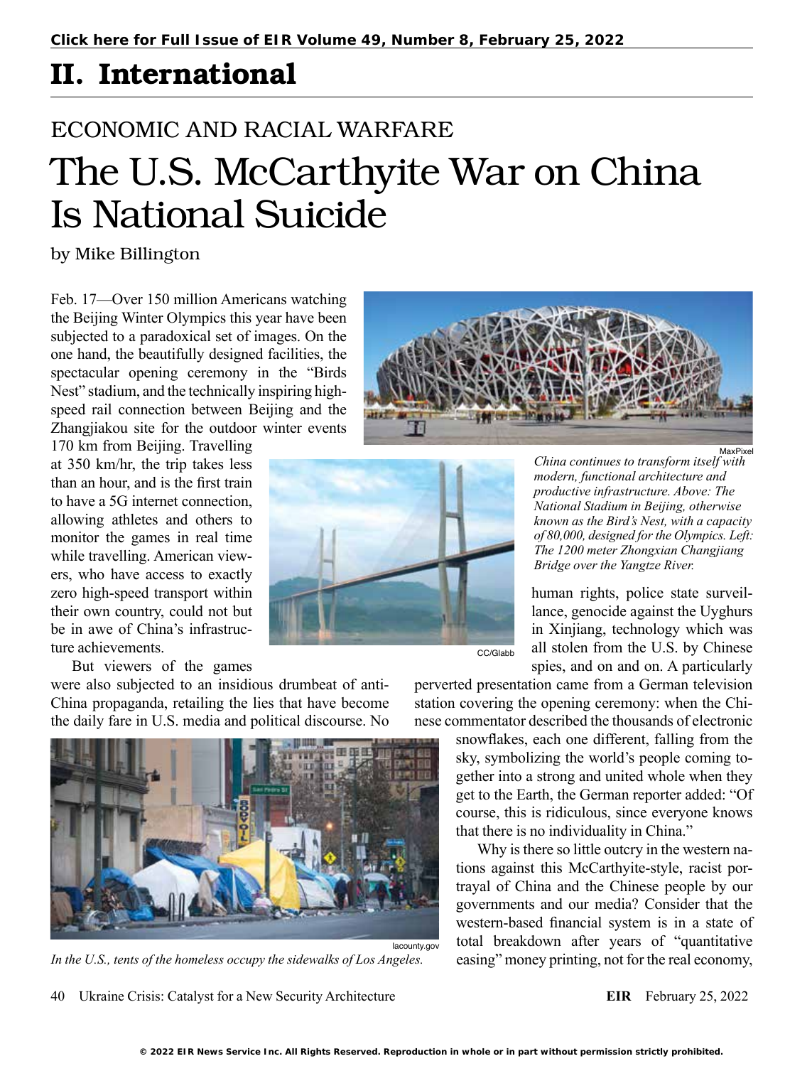Click here for Full Issue of EIR Volume 49, Number 8, February 25, 2022

# II. International

ECONOMIC AND RACIAL WARFARE

# The U.S. McCarthyite War on China Is National Suicide

by Mike Billington

Feb. 17—Over 150 million Americans watching the Beijing Winter Olympics this year have been subjected to a paradoxical set of images. On the one hand, the beautifully designed facilities, the spectacular opening ceremony in the "Birds Nest" stadium, and the technically inspiring high-speed rail connection between Beijing and the Zhangjiakou site for the outdoor winter events 170 km from Beijing. Travelling at 350 km/hr, the trip takes less than an hour, and is the first train to have a 5G internet connection, allowing athletes and others to monitor the games in real time while travelling. American viewers, who have access to exactly zero high-speed transport within their own country, could not but be in awe of China's infrastructure achievements.

MaxPixel

*China continues to transform itself with modern, functional architecture and productive infrastructure. Above: The National Stadium in Beijing, otherwise known as the Bird's Nest, with a capacity of 80,000, designed for the Olympics. Left: The 1200 meter Zhongxian Changjiang Bridge over the Yangtze River.*

CC/Glabb

But viewers of the games were also subjected to an insidious drumbeat of anti-China propaganda, retailing the lies that have become the daily fare in U.S. media and political discourse. No human rights, police state surveillance, genocide against the Uyghurs in Xinjiang, technology which was all stolen from the U.S. by Chinese spies, and on and on. A particularly perverted presentation came from a German television station covering the opening ceremony: when the Chinese commentator described the thousands of electronic snowflakes, each one different, falling from the sky, symbolizing the world's people coming together into a strong and united whole when they get to the Earth, the German reporter added: "Of course, this is ridiculous, since everyone knows that there is no individuality in China."

lacounty.gov

*In the U.S., tents of the homeless occupy the sidewalks of Los Angeles.*

Why is there so little outcry in the western nations against this McCarthyite-style, racist portrayal of China and the Chinese people by our governments and our media? Consider that the western-based financial system is in a state of total breakdown after years of "quantitative easing" money printing, not for the real economy,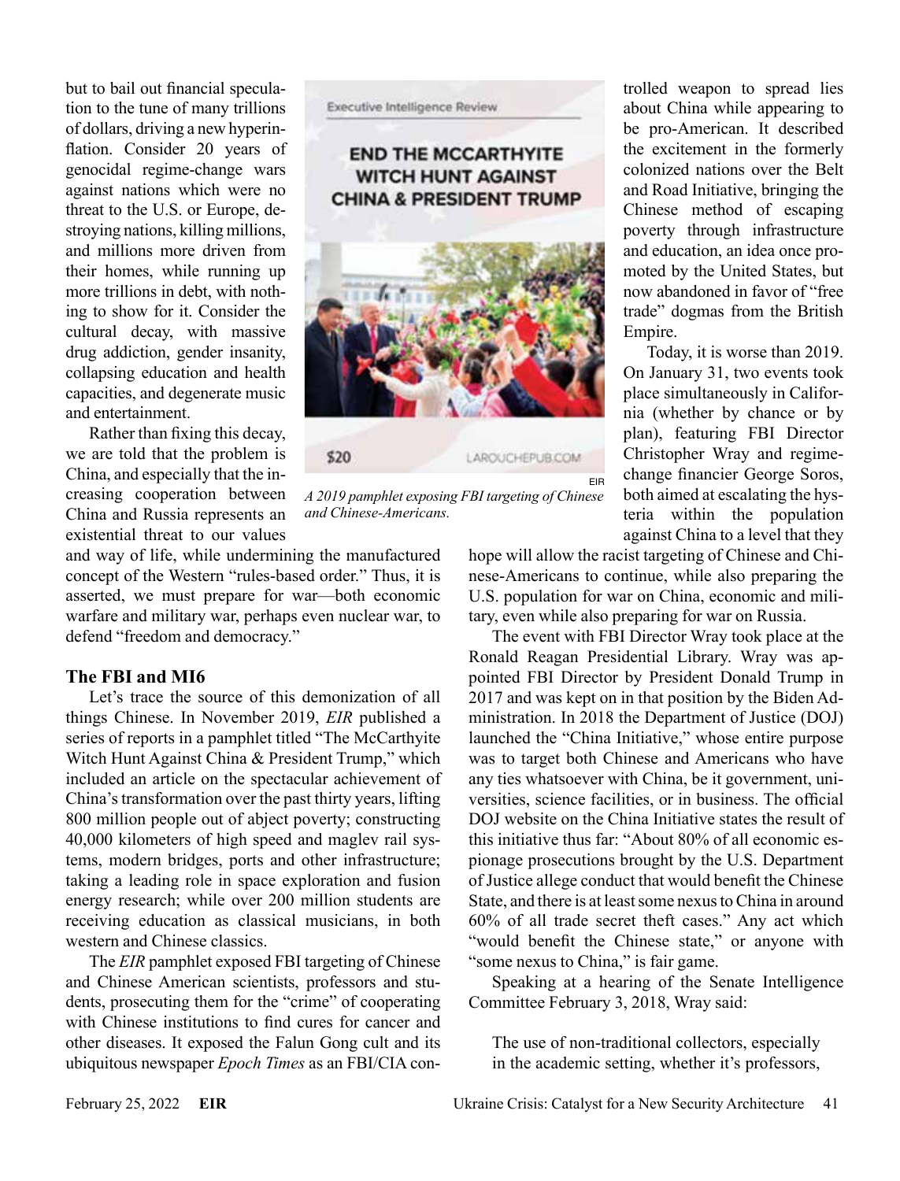but to bail out financial speculation to the tune of many trillions of dollars, driving a new hyperinflation. Consider 20 years of genocidal regime-change wars against nations which were no threat to the U.S. or Europe, destroying nations, killing millions, and millions more driven from their homes, while running up more trillions in debt, with nothing to show for it. Consider the cultural decay, with massive drug addiction, gender insanity, collapsing education and health capacities, and degenerate music and entertainment.

Rather than fixing this decay, we are told that the problem is China, and especially that the increasing cooperation between China and Russia represents an existential threat to our values and way of life, while undermining the manufactured concept of the Western "rules-based order." Thus, it is asserted, we must prepare for war—both economic warfare and military war, perhaps even nuclear war, to defend "freedom and democracy."

A 2019 pamphlet exposing FBI targeting of Chinese and Chinese-Americans.

### The FBI and MI6

Let's trace the source of this demonization of all things Chinese. In November 2019, *EIR* published a series of reports in a pamphlet titled "The McCarthyite Witch Hunt Against China & President Trump," which included an article on the spectacular achievement of China's transformation over the past thirty years, lifting 800 million people out of abject poverty; constructing 40,000 kilometers of high speed and maglev rail systems, modern bridges, ports and other infrastructure; taking a leading role in space exploration and fusion energy research; while over 200 million students are receiving education as classical musicians, in both western and Chinese classics.

The *EIR* pamphlet exposed FBI targeting of Chinese and Chinese American scientists, professors and students, prosecuting them for the "crime" of cooperating with Chinese institutions to find cures for cancer and other diseases. It exposed the Falun Gong cult and its ubiquitous newspaper *Epoch Times* as an FBI/CIA controlled weapon to spread lies about China while appearing to be pro-American. It described the excitement in the formerly colonized nations over the Belt and Road Initiative, bringing the Chinese method of escaping poverty through infrastructure and education, an idea once promoted by the United States, but now abandoned in favor of "free trade" dogmas from the British Empire.

Today, it is worse than 2019. On January 31, two events took place simultaneously in California (whether by chance or by plan), featuring FBI Director Christopher Wray and regime-change financier George Soros, both aimed at escalating the hysteria within the population against China to a level that they hope will allow the racist targeting of Chinese and Chinese-Americans to continue, while also preparing the U.S. population for war on China, economic and military, even while also preparing for war on Russia.

The event with FBI Director Wray took place at the Ronald Reagan Presidential Library. Wray was appointed FBI Director by President Donald Trump in 2017 and was kept on in that position by the Biden Administration. In 2018 the Department of Justice (DOJ) launched the "China Initiative," whose entire purpose was to target both Chinese and Americans who have any ties whatsoever with China, be it government, universities, science facilities, or in business. The official DOJ website on the China Initiative states the result of this initiative thus far: "About 80% of all economic espionage prosecutions brought by the U.S. Department of Justice allege conduct that would benefit the Chinese State, and there is at least some nexus to China in around 60% of all trade secret theft cases." Any act which "would benefit the Chinese state," or anyone with "some nexus to China," is fair game.

Speaking at a hearing of the Senate Intelligence Committee February 3, 2018, Wray said:

> The use of non-traditional collectors, especially in the academic setting, whether it's professors,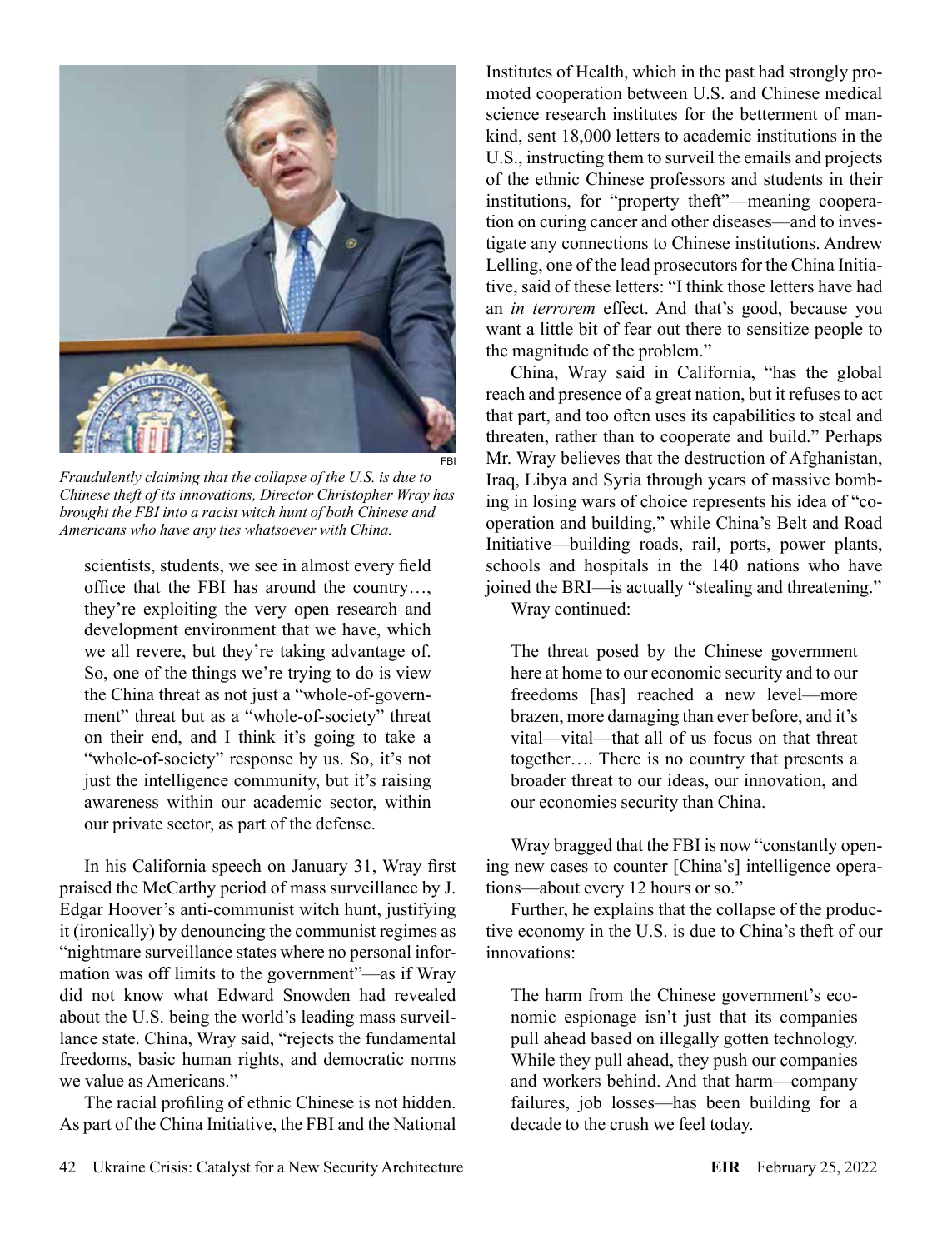*Fraudulently claiming that the collapse of the U.S. is due to Chinese theft of its innovations, Director Christopher Wray has brought the FBI into a racist witch hunt of both Chinese and Americans who have any ties whatsoever with China.*

> scientists, students, we see in almost every field office that the FBI has around the country…, they're exploiting the very open research and development environment that we have, which we all revere, but they're taking advantage of. So, one of the things we're trying to do is view the China threat as not just a "whole-of-government" threat but as a "whole-of-society" threat on their end, and I think it's going to take a "whole-of-society" response by us. So, it's not just the intelligence community, but it's raising awareness within our academic sector, within our private sector, as part of the defense.

In his California speech on January 31, Wray first praised the McCarthy period of mass surveillance by J. Edgar Hoover's anti-communist witch hunt, justifying it (ironically) by denouncing the communist regimes as "nightmare surveillance states where no personal information was off limits to the government"—as if Wray did not know what Edward Snowden had revealed about the U.S. being the world's leading mass surveillance state. China, Wray said, "rejects the fundamental freedoms, basic human rights, and democratic norms we value as Americans."

The racial profiling of ethnic Chinese is not hidden. As part of the China Initiative, the FBI and the National Institutes of Health, which in the past had strongly promoted cooperation between U.S. and Chinese medical science research institutes for the betterment of mankind, sent 18,000 letters to academic institutions in the U.S., instructing them to surveil the emails and projects of the ethnic Chinese professors and students in their institutions, for "property theft"—meaning cooperation on curing cancer and other diseases—and to investigate any connections to Chinese institutions. Andrew Lelling, one of the lead prosecutors for the China Initiative, said of these letters: "I think those letters have had an *in terrorem* effect. And that's good, because you want a little bit of fear out there to sensitize people to the magnitude of the problem."

China, Wray said in California, "has the global reach and presence of a great nation, but it refuses to act that part, and too often uses its capabilities to steal and threaten, rather than to cooperate and build." Perhaps Mr. Wray believes that the destruction of Afghanistan, Iraq, Libya and Syria through years of massive bombing in losing wars of choice represents his idea of "cooperation and building," while China's Belt and Road Initiative—building roads, rail, ports, power plants, schools and hospitals in the 140 nations who have joined the BRI—is actually "stealing and threatening."

Wray continued:

> The threat posed by the Chinese government here at home to our economic security and to our freedoms [has] reached a new level—more brazen, more damaging than ever before, and it's vital—vital—that all of us focus on that threat together…. There is no country that presents a broader threat to our ideas, our innovation, and our economies security than China.

Wray bragged that the FBI is now "constantly opening new cases to counter [China's] intelligence operations—about every 12 hours or so."

Further, he explains that the collapse of the productive economy in the U.S. is due to China's theft of our innovations:

> The harm from the Chinese government's economic espionage isn't just that its companies pull ahead based on illegally gotten technology. While they pull ahead, they push our companies and workers behind. And that harm—company failures, job losses—has been building for a decade to the crush we feel today.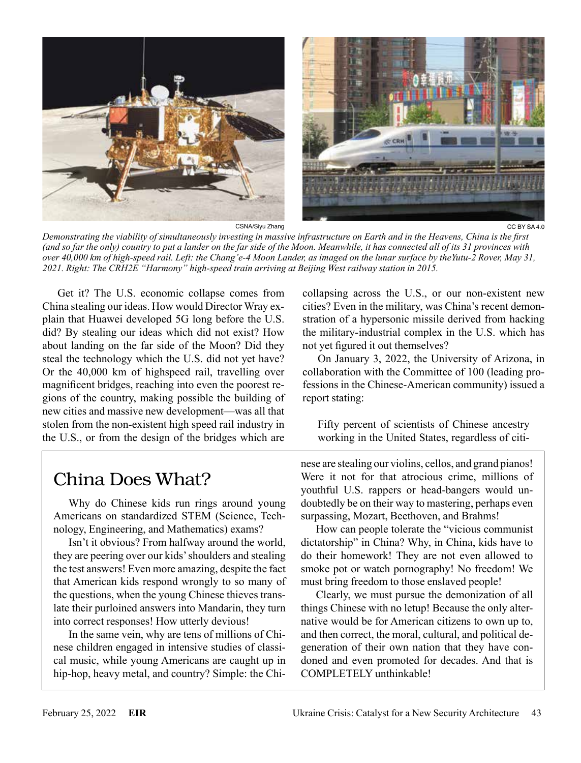CSNA/Siyu Zhang

CC BY SA 4.0

*Demonstrating the viability of simultaneously investing in massive infrastructure on Earth and in the Heavens, China is the first (and so far the only) country to put a lander on the far side of the Moon. Meanwhile, it has connected all of its 31 provinces with over 40,000 km of high-speed rail. Left: the Chang'e-4 Moon Lander, as imaged on the lunar surface by theYutu-2 Rover, May 31, 2021. Right: The CRH2E "Harmony" high-speed train arriving at Beijing West railway station in 2015.*

Get it? The U.S. economic collapse comes from China stealing our ideas. How would Director Wray explain that Huawei developed 5G long before the U.S. did? By stealing our ideas which did not exist? How about landing on the far side of the Moon? Did they steal the technology which the U.S. did not yet have? Or the 40,000 km of highspeed rail, travelling over magnificent bridges, reaching into even the poorest regions of the country, making possible the building of new cities and massive new development—was all that stolen from the non-existent high speed rail industry in the U.S., or from the design of the bridges which are collapsing across the U.S., or our non-existent new cities? Even in the military, was China's recent demonstration of a hypersonic missile derived from hacking the military-industrial complex in the U.S. which has not yet figured it out themselves?

On January 3, 2022, the University of Arizona, in collaboration with the Committee of 100 (leading professions in the Chinese-American community) issued a report stating:

> Fifty percent of scientists of Chinese ancestry working in the United States, regardless of citi-

## China Does What?

Why do Chinese kids run rings around young Americans on standardized STEM (Science, Technology, Engineering, and Mathematics) exams?

Isn't it obvious? From halfway around the world, they are peering over our kids' shoulders and stealing the test answers! Even more amazing, despite the fact that American kids respond wrongly to so many of the questions, when the young Chinese thieves translate their purloined answers into Mandarin, they turn into correct responses! How utterly devious!

In the same vein, why are tens of millions of Chinese children engaged in intensive studies of classical music, while young Americans are caught up in hip-hop, heavy metal, and country? Simple: the Chinese are stealing our violins, cellos, and grand pianos! Were it not for that atrocious crime, millions of youthful U.S. rappers or head-bangers would undoubtedly be on their way to mastering, perhaps even surpassing, Mozart, Beethoven, and Brahms!

How can people tolerate the "vicious communist dictatorship" in China? Why, in China, kids have to do their homework! They are not even allowed to smoke pot or watch pornography! No freedom! We must bring freedom to those enslaved people!

Clearly, we must pursue the demonization of all things Chinese with no letup! Because the only alternative would be for American citizens to own up to, and then correct, the moral, cultural, and political degeneration of their own nation that they have condoned and even promoted for decades. And that is COMPLETELY unthinkable!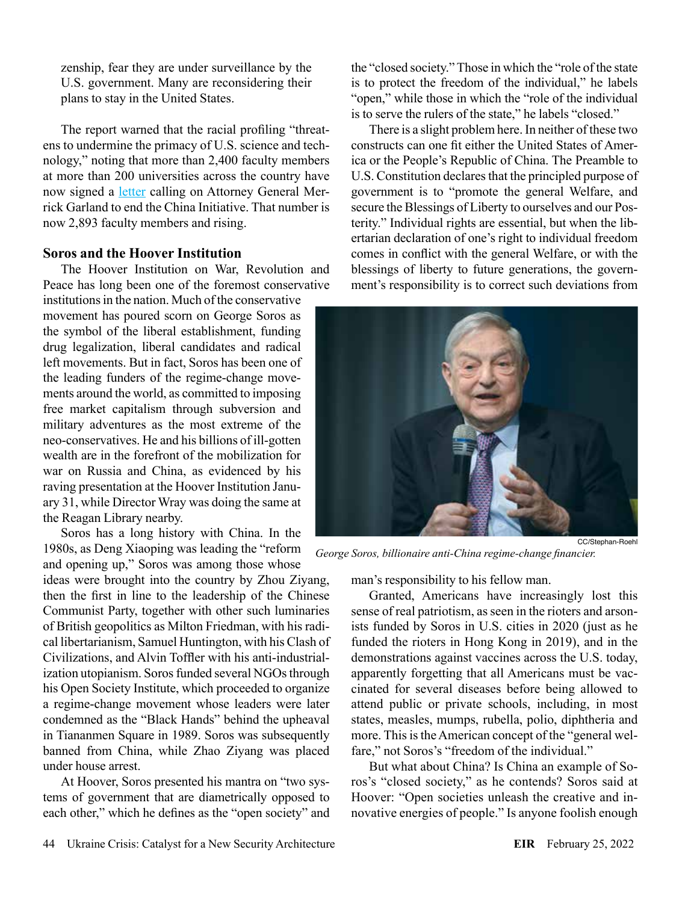zenship, fear they are under surveillance by the U.S. government. Many are reconsidering their plans to stay in the United States.

The report warned that the racial profiling "threatens to undermine the primacy of U.S. science and technology," noting that more than 2,400 faculty members at more than 200 universities across the country have now signed a letter calling on Attorney General Merrick Garland to end the China Initiative. That number is now 2,893 faculty members and rising.

### Soros and the Hoover Institution

The Hoover Institution on War, Revolution and Peace has long been one of the foremost conservative institutions in the nation. Much of the conservative movement has poured scorn on George Soros as the symbol of the liberal establishment, funding drug legalization, liberal candidates and radical left movements. But in fact, Soros has been one of the leading funders of the regime-change movements around the world, as committed to imposing free market capitalism through subversion and military adventures as the most extreme of the neo-conservatives. He and his billions of ill-gotten wealth are in the forefront of the mobilization for war on Russia and China, as evidenced by his raving presentation at the Hoover Institution January 31, while Director Wray was doing the same at the Reagan Library nearby.

Soros has a long history with China. In the 1980s, as Deng Xiaoping was leading the "reform and opening up," Soros was among those whose ideas were brought into the country by Zhou Ziyang, then the first in line to the leadership of the Chinese Communist Party, together with other such luminaries of British geopolitics as Milton Friedman, with his radical libertarianism, Samuel Huntington, with his Clash of Civilizations, and Alvin Toffler with his anti-industrialization utopianism. Soros funded several NGOs through his Open Society Institute, which proceeded to organize a regime-change movement whose leaders were later condemned as the "Black Hands" behind the upheaval in Tiananmen Square in 1989. Soros was subsequently banned from China, while Zhao Ziyang was placed under house arrest.

At Hoover, Soros presented his mantra on "two systems of government that are diametrically opposed to each other," which he defines as the "open society" and the "closed society." Those in which the "role of the state is to protect the freedom of the individual," he labels "open," while those in which the "role of the individual is to serve the rulers of the state," he labels "closed."

There is a slight problem here. In neither of these two constructs can one fit either the United States of America or the People's Republic of China. The Preamble to U.S. Constitution declares that the principled purpose of government is to "promote the general Welfare, and secure the Blessings of Liberty to ourselves and our Posterity." Individual rights are essential, but when the libertarian declaration of one's right to individual freedom comes in conflict with the general Welfare, or with the blessings of liberty to future generations, the government's responsibility is to correct such deviations from man's responsibility to his fellow man.

CC/Stephan-Roehl

*George Soros, billionaire anti-China regime-change financier.*

Granted, Americans have increasingly lost this sense of real patriotism, as seen in the rioters and arsonists funded by Soros in U.S. cities in 2020 (just as he funded the rioters in Hong Kong in 2019), and in the demonstrations against vaccines across the U.S. today, apparently forgetting that all Americans must be vaccinated for several diseases before being allowed to attend public or private schools, including, in most states, measles, mumps, rubella, polio, diphtheria and more. This is the American concept of the "general welfare," not Soros's "freedom of the individual."

But what about China? Is China an example of Soros's "closed society," as he contends? Soros said at Hoover: "Open societies unleash the creative and innovative energies of people." Is anyone foolish enough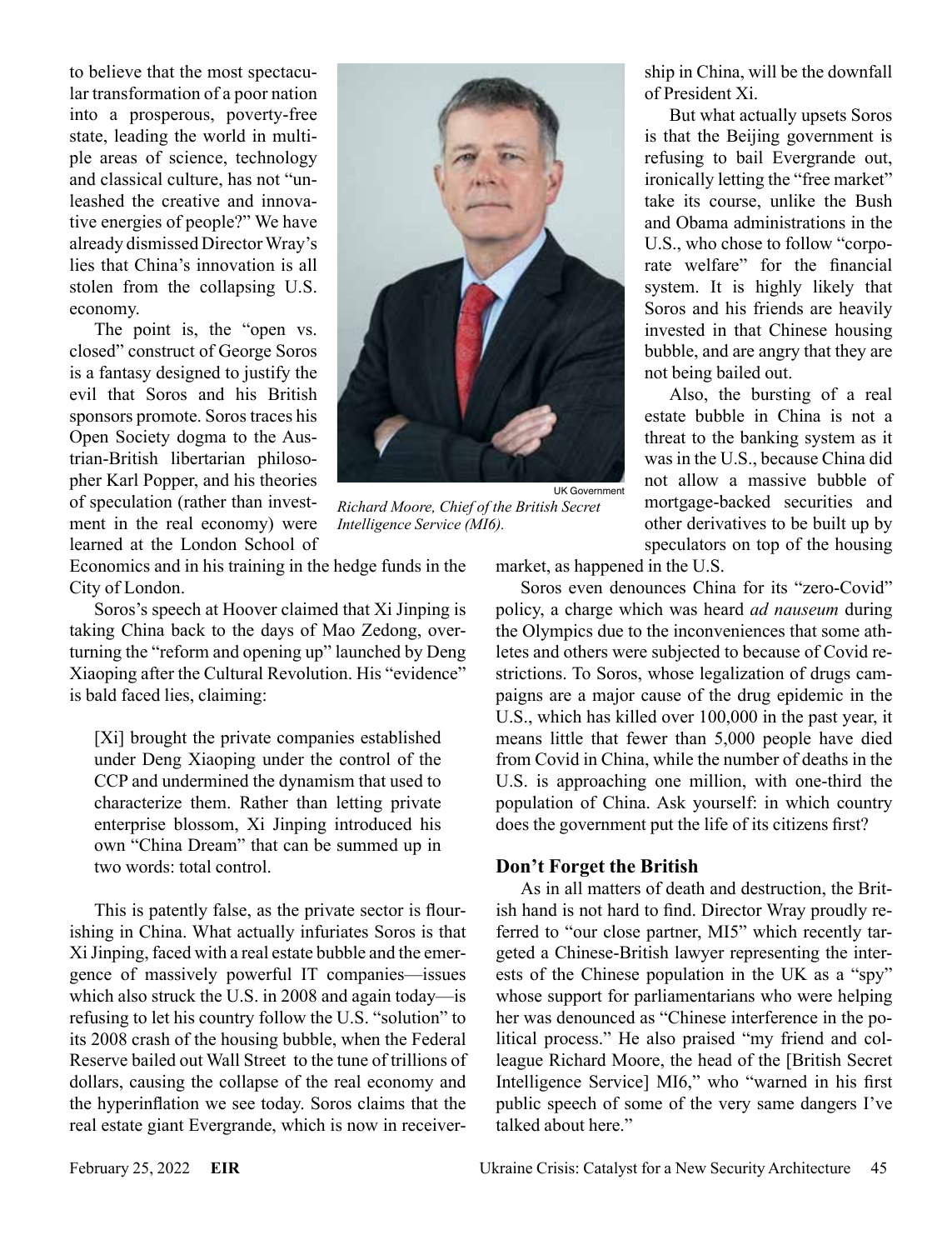to believe that the most spectacular transformation of a poor nation into a prosperous, poverty-free state, leading the world in multiple areas of science, technology and classical culture, has not "unleashed the creative and innovative energies of people?" We have already dismissed Director Wray's lies that China's innovation is all stolen from the collapsing U.S. economy.

The point is, the "open vs. closed" construct of George Soros is a fantasy designed to justify the evil that Soros and his British sponsors promote. Soros traces his Open Society dogma to the Austrian-British libertarian philosopher Karl Popper, and his theories of speculation (rather than investment in the real economy) were learned at the London School of Economics and in his training in the hedge funds in the City of London.

UK Government

*Richard Moore, Chief of the British Secret Intelligence Service (MI6).*

Soros's speech at Hoover claimed that Xi Jinping is taking China back to the days of Mao Zedong, overturning the "reform and opening up" launched by Deng Xiaoping after the Cultural Revolution. His "evidence" is bald faced lies, claiming:

> [Xi] brought the private companies established under Deng Xiaoping under the control of the CCP and undermined the dynamism that used to characterize them. Rather than letting private enterprise blossom, Xi Jinping introduced his own "China Dream" that can be summed up in two words: total control.

This is patently false, as the private sector is flourishing in China. What actually infuriates Soros is that Xi Jinping, faced with a real estate bubble and the emergence of massively powerful IT companies—issues which also struck the U.S. in 2008 and again today—is refusing to let his country follow the U.S. "solution" to its 2008 crash of the housing bubble, when the Federal Reserve bailed out Wall Street to the tune of trillions of dollars, causing the collapse of the real economy and the hyperinflation we see today. Soros claims that the real estate giant Evergrande, which is now in receivership in China, will be the downfall of President Xi.

But what actually upsets Soros is that the Beijing government is refusing to bail Evergrande out, ironically letting the "free market" take its course, unlike the Bush and Obama administrations in the U.S., who chose to follow "corporate welfare" for the financial system. It is highly likely that Soros and his friends are heavily invested in that Chinese housing bubble, and are angry that they are not being bailed out.

Also, the bursting of a real estate bubble in China is not a threat to the banking system as it was in the U.S., because China did not allow a massive bubble of mortgage-backed securities and other derivatives to be built up by speculators on top of the housing market, as happened in the U.S.

Soros even denounces China for its "zero-Covid" policy, a charge which was heard *ad nauseum* during the Olympics due to the inconveniences that some athletes and others were subjected to because of Covid restrictions. To Soros, whose legalization of drugs campaigns are a major cause of the drug epidemic in the U.S., which has killed over 100,000 in the past year, it means little that fewer than 5,000 people have died from Covid in China, while the number of deaths in the U.S. is approaching one million, with one-third the population of China. Ask yourself: in which country does the government put the life of its citizens first?

## Don't Forget the British

As in all matters of death and destruction, the British hand is not hard to find. Director Wray proudly referred to "our close partner, MI5" which recently targeted a Chinese-British lawyer representing the interests of the Chinese population in the UK as a "spy" whose support for parliamentarians who were helping her was denounced as "Chinese interference in the political process." He also praised "my friend and colleague Richard Moore, the head of the [British Secret Intelligence Service] MI6," who "warned in his first public speech of some of the very same dangers I've talked about here."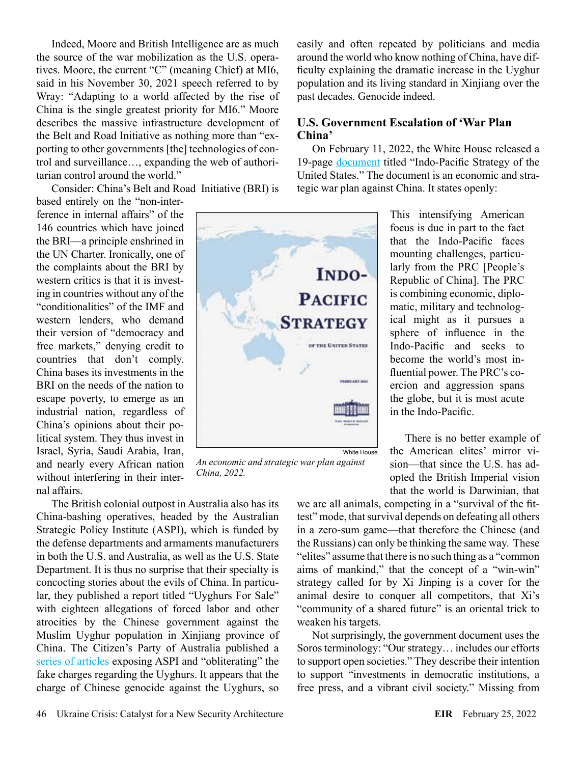Indeed, Moore and British Intelligence are as much the source of the war mobilization as the U.S. operatives. Moore, the current "C" (meaning Chief) at MI6, said in his November 30, 2021 speech referred to by Wray: "Adapting to a world affected by the rise of China is the single greatest priority for MI6." Moore describes the massive infrastructure development of the Belt and Road Initiative as nothing more than "exporting to other governments [the] technologies of control and surveillance…, expanding the web of authoritarian control around the world."

Consider: China's Belt and Road Initiative (BRI) is based entirely on the "non-interference in internal affairs" of the 146 countries which have joined the BRI—a principle enshrined in the UN Charter. Ironically, one of the complaints about the BRI by western critics is that it is investing in countries without any of the "conditionalities" of the IMF and western lenders, who demand their version of "democracy and free markets," denying credit to countries that don't comply. China bases its investments in the BRI on the needs of the nation to escape poverty, to emerge as an industrial nation, regardless of China's opinions about their political system. They thus invest in Israel, Syria, Saudi Arabia, Iran, and nearly every African nation without interfering in their internal affairs.

The British colonial outpost in Australia also has its China-bashing operatives, headed by the Australian Strategic Policy Institute (ASPI), which is funded by the defense departments and armaments manufacturers in both the U.S. and Australia, as well as the U.S. State Department. It is thus no surprise that their specialty is concocting stories about the evils of China. In particular, they published a report titled "Uyghurs For Sale" with eighteen allegations of forced labor and other atrocities by the Chinese government against the Muslim Uyghur population in Xinjiang province of China. The Citizen's Party of Australia published a series of articles exposing ASPI and "obliterating" the fake charges regarding the Uyghurs. It appears that the charge of Chinese genocide against the Uyghurs, so easily and often repeated by politicians and media around the world who know nothing of China, have difficulty explaining the dramatic increase in the Uyghur population and its living standard in Xinjiang over the past decades. Genocide indeed.

## U.S. Government Escalation of 'War Plan China'

On February 11, 2022, the White House released a 19-page document titled "Indo-Pacific Strategy of the United States." The document is an economic and strategic war plan against China. It states openly:

> This intensifying American focus is due in part to the fact that the Indo-Pacific faces mounting challenges, particularly from the PRC [People's Republic of China]. The PRC is combining economic, diplomatic, military and technological might as it pursues a sphere of influence in the Indo-Pacific and seeks to become the world's most influential power. The PRC's coercion and aggression spans the globe, but it is most acute in the Indo-Pacific.

White House

*An economic and strategic war plan against China, 2022.*

There is no better example of the American elites' mirror vision—that since the U.S. has adopted the British Imperial vision that the world is Darwinian, that we are all animals, competing in a "survival of the fittest" mode, that survival depends on defeating all others in a zero-sum game—that therefore the Chinese (and the Russians) can only be thinking the same way. These "elites" assume that there is no such thing as a "common aims of mankind," that the concept of a "win-win" strategy called for by Xi Jinping is a cover for the animal desire to conquer all competitors, that Xi's "community of a shared future" is an oriental trick to weaken his targets.

Not surprisingly, the government document uses the Soros terminology: "Our strategy… includes our efforts to support open societies." They describe their intention to support "investments in democratic institutions, a free press, and a vibrant civil society." Missing from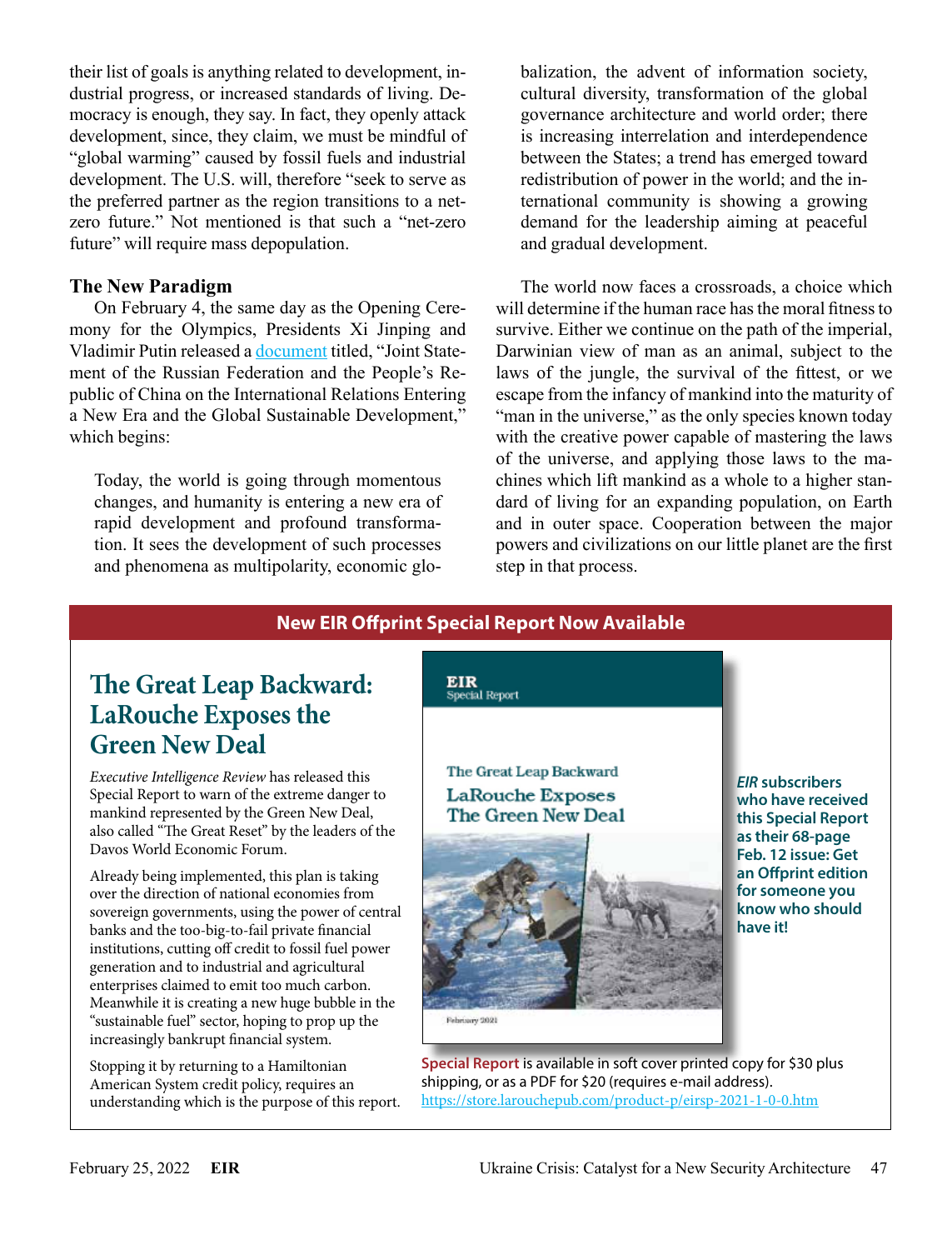their list of goals is anything related to development, industrial progress, or increased standards of living. Democracy is enough, they say. In fact, they openly attack development, since, they claim, we must be mindful of "global warming" caused by fossil fuels and industrial development. The U.S. will, therefore "seek to serve as the preferred partner as the region transitions to a net-zero future." Not mentioned is that such a "net-zero future" will require mass depopulation.

### The New Paradigm

On February 4, the same day as the Opening Ceremony for the Olympics, Presidents Xi Jinping and Vladimir Putin released a document titled, "Joint Statement of the Russian Federation and the People's Republic of China on the International Relations Entering a New Era and the Global Sustainable Development," which begins:

> Today, the world is going through momentous changes, and humanity is entering a new era of rapid development and profound transformation. It sees the development of such processes and phenomena as multipolarity, economic globalization, the advent of information society, cultural diversity, transformation of the global governance architecture and world order; there is increasing interrelation and interdependence between the States; a trend has emerged toward redistribution of power in the world; and the international community is showing a growing demand for the leadership aiming at peaceful and gradual development.

The world now faces a crossroads, a choice which will determine if the human race has the moral fitness to survive. Either we continue on the path of the imperial, Darwinian view of man as an animal, subject to the laws of the jungle, the survival of the fittest, or we escape from the infancy of mankind into the maturity of "man in the universe," as the only species known today with the creative power capable of mastering the laws of the universe, and applying those laws to the machines which lift mankind as a whole to a higher standard of living for an expanding population, on Earth and in outer space. Cooperation between the major powers and civilizations on our little planet are the first step in that process.

---

**New EIR Offprint Special Report Now Available**

## The Great Leap Backward: LaRouche Exposes the Green New Deal

*Executive Intelligence Review* has released this Special Report to warn of the extreme danger to mankind represented by the Green New Deal, also called "The Great Reset" by the leaders of the Davos World Economic Forum.

Already being implemented, this plan is taking over the direction of national economies from sovereign governments, using the power of central banks and the too-big-to-fail private financial institutions, cutting off credit to fossil fuel power generation and to industrial and agricultural enterprises claimed to emit too much carbon. Meanwhile it is creating a new huge bubble in the "sustainable fuel" sector, hoping to prop up the increasingly bankrupt financial system.

Stopping it by returning to a Hamiltonian American System credit policy, requires an understanding which is the purpose of this report.

EIR Special Report

The Great Leap Backward

LaRouche Exposes The Green New Deal

February 2021

***EIR* subscribers who have received this Special Report as their 68-page Feb. 12 issue: Get an Offprint edition for someone you know who should have it!**

**Special Report** is available in soft cover printed copy for $30 plus shipping, or as a PDF for $20 (requires e-mail address).
https://store.larouchepub.com/product-p/eirsp-2021-1-0-0.htm